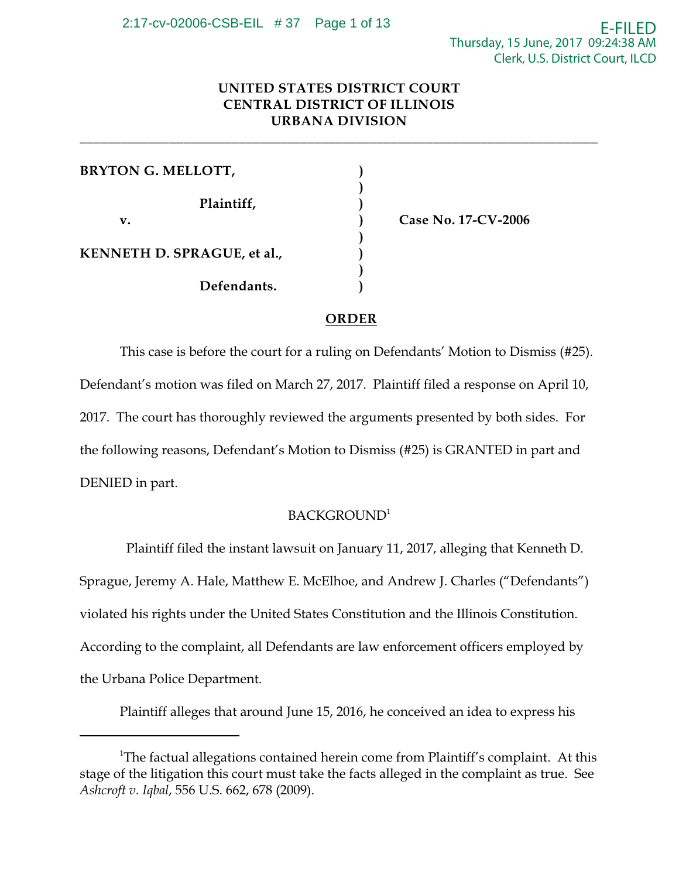**UNITED STATES DISTRICT COURT**
**CENTRAL DISTRICT OF ILLINOIS**
**URBANA DIVISION**

---

| | | |
|---|---|---|
| **BRYTON G. MELLOTT,** | ) | |
| | ) | |
| **Plaintiff,** | ) | |
| **v.** | ) | **Case No. 17-CV-2006** |
| | ) | |
| **KENNETH D. SPRAGUE, et al.,** | ) | |
| | ) | |
| **Defendants.** | ) | |

## ORDER

This case is before the court for a ruling on Defendants' Motion to Dismiss (#25). Defendant's motion was filed on March 27, 2017. Plaintiff filed a response on April 10, 2017. The court has thoroughly reviewed the arguments presented by both sides. For the following reasons, Defendant's Motion to Dismiss (#25) is GRANTED in part and DENIED in part.

BACKGROUND[1]

Plaintiff filed the instant lawsuit on January 11, 2017, alleging that Kenneth D. Sprague, Jeremy A. Hale, Matthew E. McElhoe, and Andrew J. Charles ("Defendants") violated his rights under the United States Constitution and the Illinois Constitution. According to the complaint, all Defendants are law enforcement officers employed by the Urbana Police Department.

Plaintiff alleges that around June 15, 2016, he conceived an idea to express his

---

[1]The factual allegations contained herein come from Plaintiff's complaint. At this stage of the litigation this court must take the facts alleged in the complaint as true. See *Ashcroft v. Iqbal*, 556 U.S. 662, 678 (2009).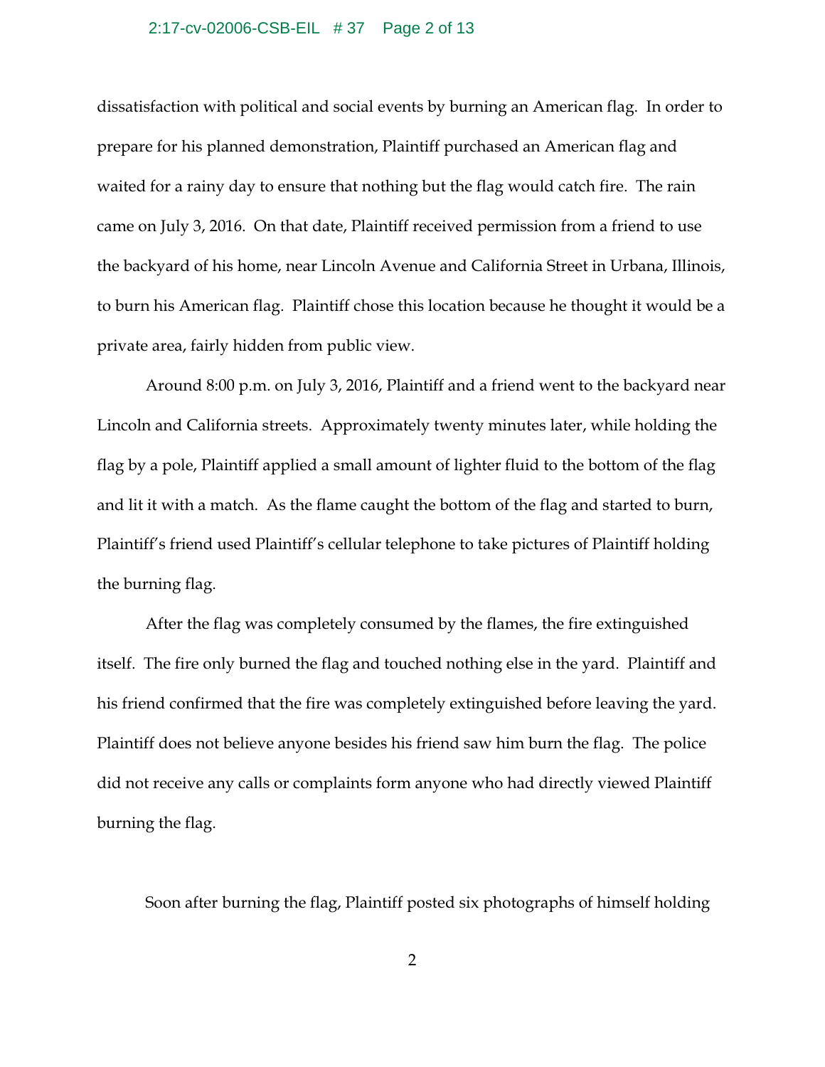dissatisfaction with political and social events by burning an American flag. In order to prepare for his planned demonstration, Plaintiff purchased an American flag and waited for a rainy day to ensure that nothing but the flag would catch fire. The rain came on July 3, 2016. On that date, Plaintiff received permission from a friend to use the backyard of his home, near Lincoln Avenue and California Street in Urbana, Illinois, to burn his American flag. Plaintiff chose this location because he thought it would be a private area, fairly hidden from public view.

Around 8:00 p.m. on July 3, 2016, Plaintiff and a friend went to the backyard near Lincoln and California streets. Approximately twenty minutes later, while holding the flag by a pole, Plaintiff applied a small amount of lighter fluid to the bottom of the flag and lit it with a match. As the flame caught the bottom of the flag and started to burn, Plaintiff's friend used Plaintiff's cellular telephone to take pictures of Plaintiff holding the burning flag.

After the flag was completely consumed by the flames, the fire extinguished itself. The fire only burned the flag and touched nothing else in the yard. Plaintiff and his friend confirmed that the fire was completely extinguished before leaving the yard. Plaintiff does not believe anyone besides his friend saw him burn the flag. The police did not receive any calls or complaints form anyone who had directly viewed Plaintiff burning the flag.

Soon after burning the flag, Plaintiff posted six photographs of himself holding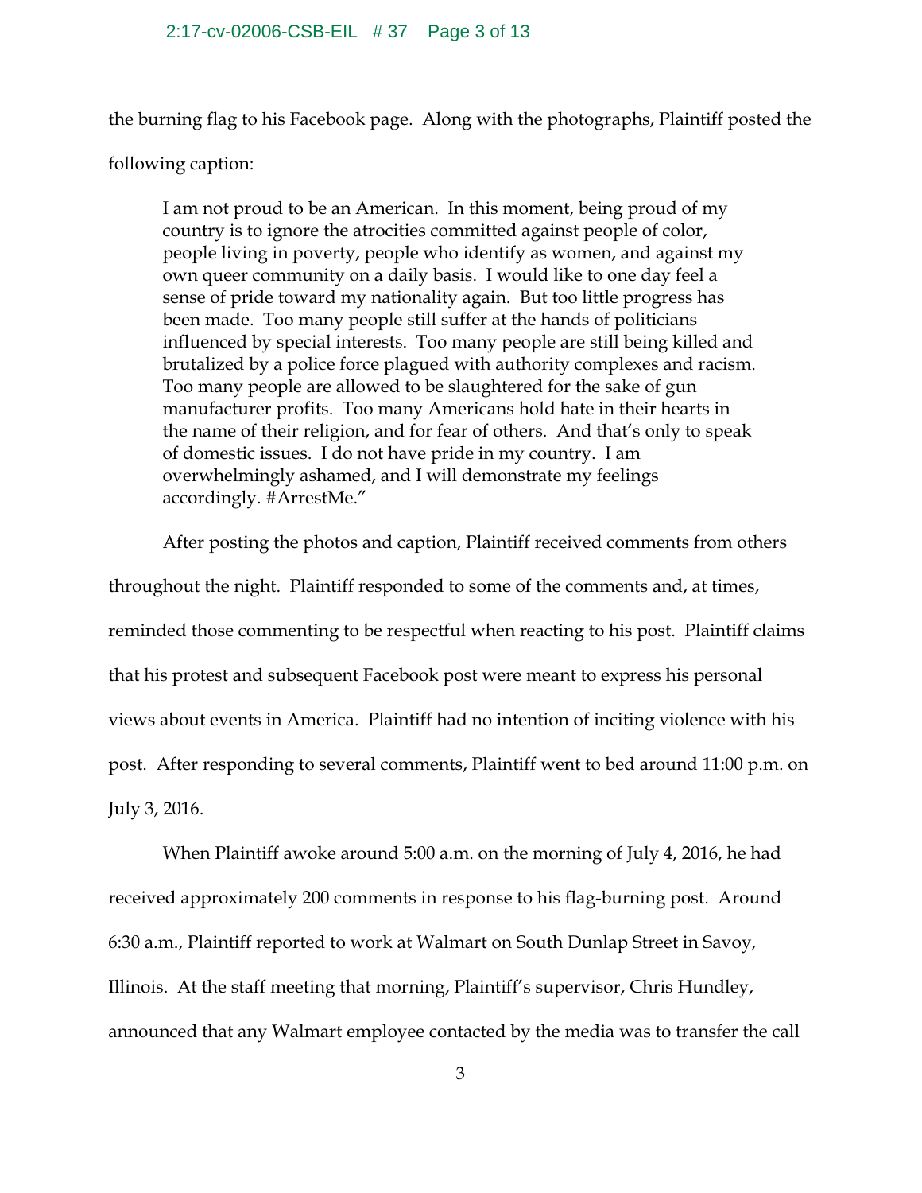the burning flag to his Facebook page. Along with the photographs, Plaintiff posted the following caption:

> I am not proud to be an American. In this moment, being proud of my country is to ignore the atrocities committed against people of color, people living in poverty, people who identify as women, and against my own queer community on a daily basis. I would like to one day feel a sense of pride toward my nationality again. But too little progress has been made. Too many people still suffer at the hands of politicians influenced by special interests. Too many people are still being killed and brutalized by a police force plagued with authority complexes and racism. Too many people are allowed to be slaughtered for the sake of gun manufacturer profits. Too many Americans hold hate in their hearts in the name of their religion, and for fear of others. And that's only to speak of domestic issues. I do not have pride in my country. I am overwhelmingly ashamed, and I will demonstrate my feelings accordingly. #ArrestMe."

After posting the photos and caption, Plaintiff received comments from others throughout the night. Plaintiff responded to some of the comments and, at times, reminded those commenting to be respectful when reacting to his post. Plaintiff claims that his protest and subsequent Facebook post were meant to express his personal views about events in America. Plaintiff had no intention of inciting violence with his post. After responding to several comments, Plaintiff went to bed around 11:00 p.m. on July 3, 2016.

When Plaintiff awoke around 5:00 a.m. on the morning of July 4, 2016, he had received approximately 200 comments in response to his flag-burning post. Around 6:30 a.m., Plaintiff reported to work at Walmart on South Dunlap Street in Savoy, Illinois. At the staff meeting that morning, Plaintiff's supervisor, Chris Hundley, announced that any Walmart employee contacted by the media was to transfer the call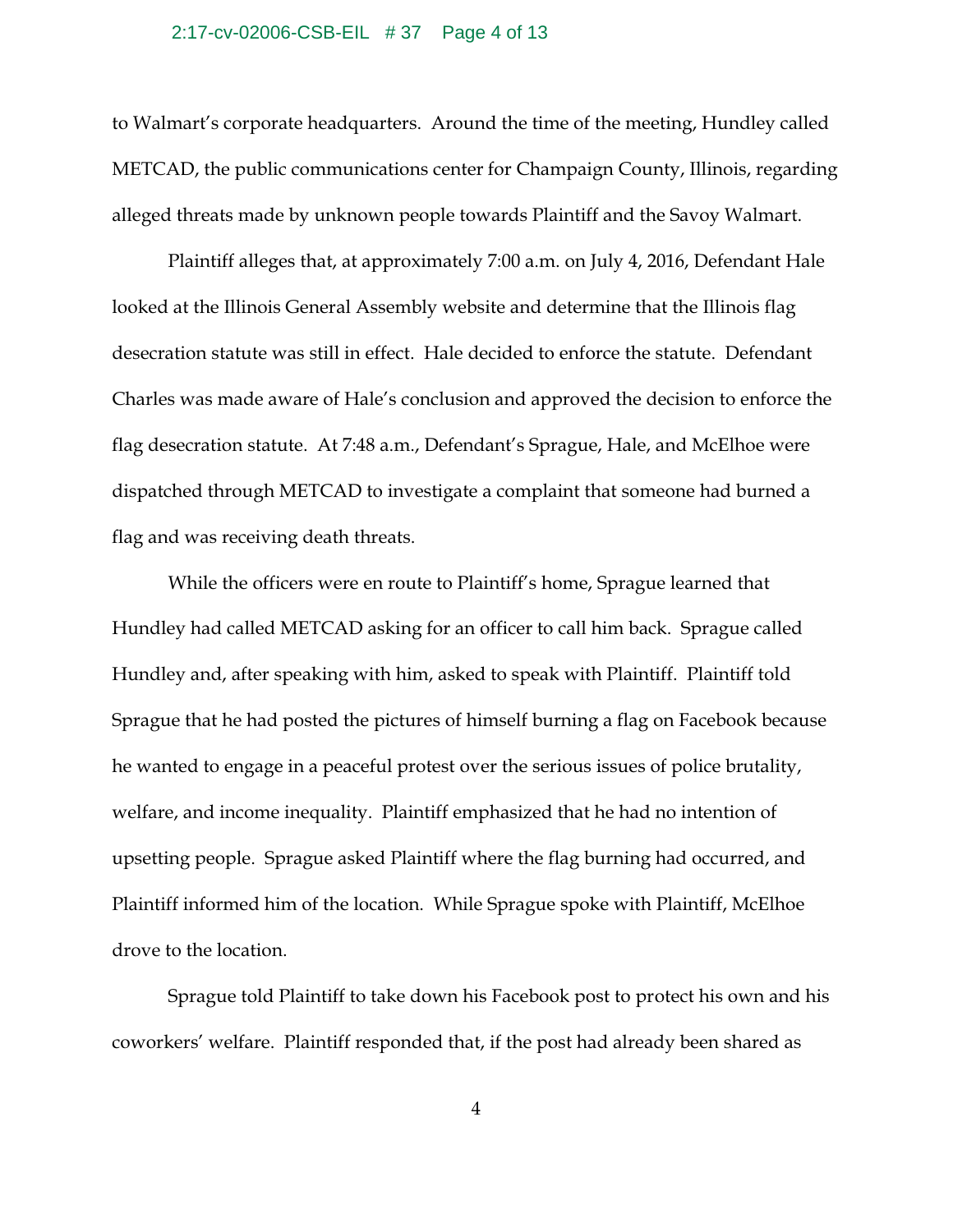to Walmart's corporate headquarters. Around the time of the meeting, Hundley called METCAD, the public communications center for Champaign County, Illinois, regarding alleged threats made by unknown people towards Plaintiff and the Savoy Walmart.

Plaintiff alleges that, at approximately 7:00 a.m. on July 4, 2016, Defendant Hale looked at the Illinois General Assembly website and determine that the Illinois flag desecration statute was still in effect. Hale decided to enforce the statute. Defendant Charles was made aware of Hale's conclusion and approved the decision to enforce the flag desecration statute. At 7:48 a.m., Defendant's Sprague, Hale, and McElhoe were dispatched through METCAD to investigate a complaint that someone had burned a flag and was receiving death threats.

While the officers were en route to Plaintiff's home, Sprague learned that Hundley had called METCAD asking for an officer to call him back. Sprague called Hundley and, after speaking with him, asked to speak with Plaintiff. Plaintiff told Sprague that he had posted the pictures of himself burning a flag on Facebook because he wanted to engage in a peaceful protest over the serious issues of police brutality, welfare, and income inequality. Plaintiff emphasized that he had no intention of upsetting people. Sprague asked Plaintiff where the flag burning had occurred, and Plaintiff informed him of the location. While Sprague spoke with Plaintiff, McElhoe drove to the location.

Sprague told Plaintiff to take down his Facebook post to protect his own and his coworkers' welfare. Plaintiff responded that, if the post had already been shared as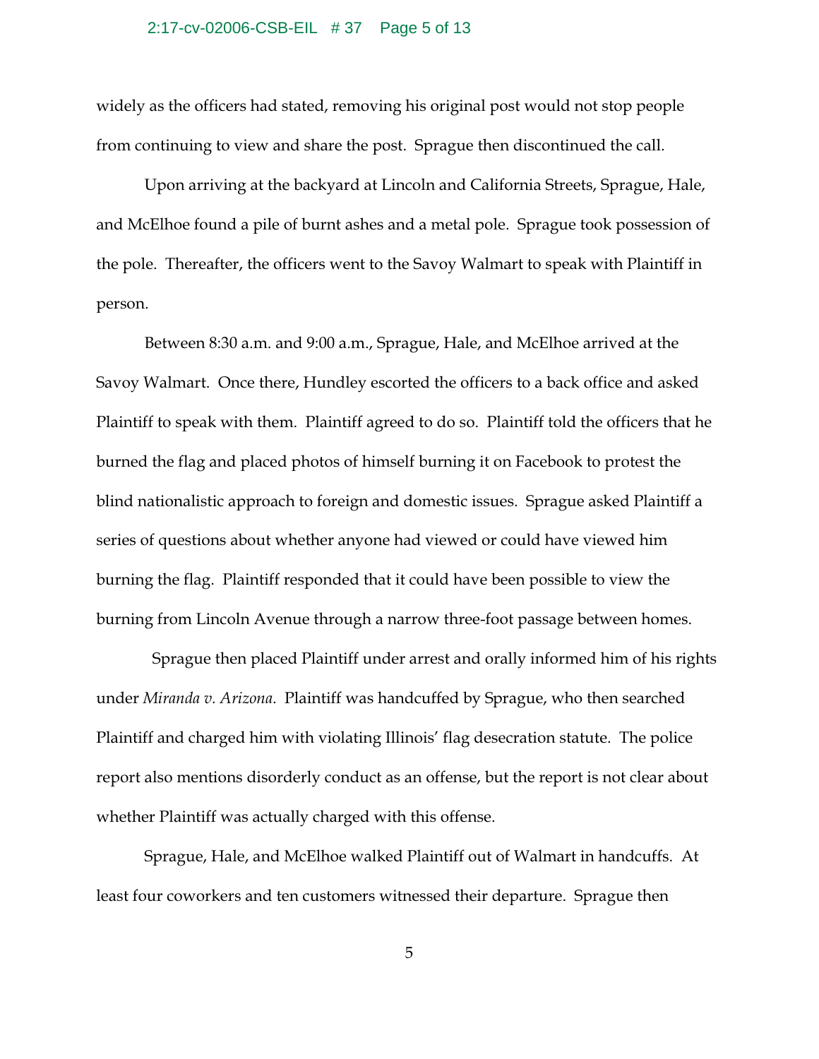widely as the officers had stated, removing his original post would not stop people from continuing to view and share the post. Sprague then discontinued the call.

Upon arriving at the backyard at Lincoln and California Streets, Sprague, Hale, and McElhoe found a pile of burnt ashes and a metal pole. Sprague took possession of the pole. Thereafter, the officers went to the Savoy Walmart to speak with Plaintiff in person.

Between 8:30 a.m. and 9:00 a.m., Sprague, Hale, and McElhoe arrived at the Savoy Walmart. Once there, Hundley escorted the officers to a back office and asked Plaintiff to speak with them. Plaintiff agreed to do so. Plaintiff told the officers that he burned the flag and placed photos of himself burning it on Facebook to protest the blind nationalistic approach to foreign and domestic issues. Sprague asked Plaintiff a series of questions about whether anyone had viewed or could have viewed him burning the flag. Plaintiff responded that it could have been possible to view the burning from Lincoln Avenue through a narrow three-foot passage between homes.

Sprague then placed Plaintiff under arrest and orally informed him of his rights under *Miranda v. Arizona*. Plaintiff was handcuffed by Sprague, who then searched Plaintiff and charged him with violating Illinois' flag desecration statute. The police report also mentions disorderly conduct as an offense, but the report is not clear about whether Plaintiff was actually charged with this offense.

Sprague, Hale, and McElhoe walked Plaintiff out of Walmart in handcuffs. At least four coworkers and ten customers witnessed their departure. Sprague then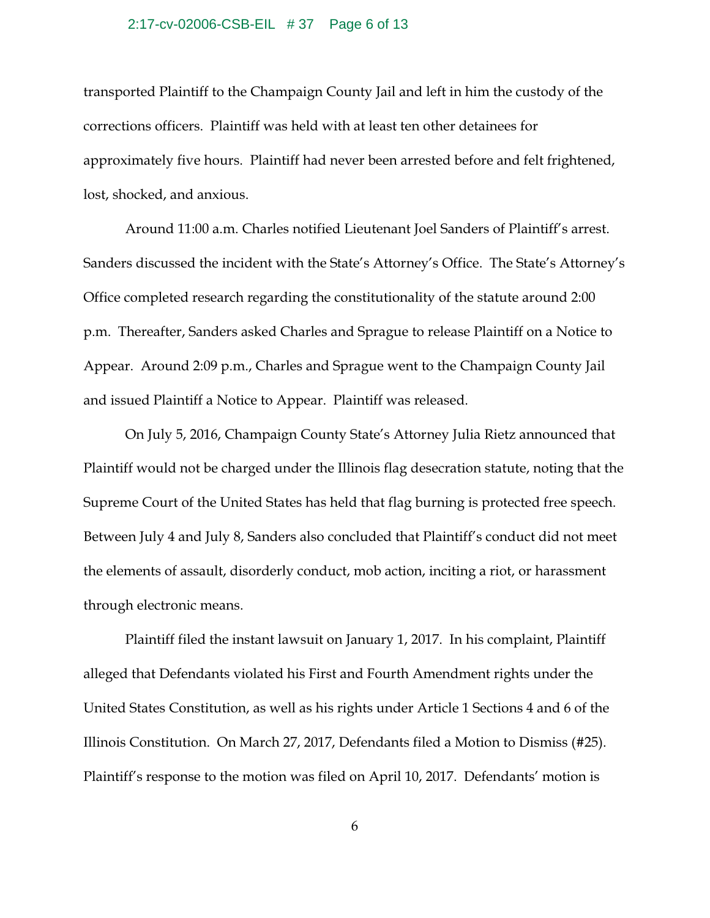transported Plaintiff to the Champaign County Jail and left in him the custody of the corrections officers. Plaintiff was held with at least ten other detainees for approximately five hours. Plaintiff had never been arrested before and felt frightened, lost, shocked, and anxious.

Around 11:00 a.m. Charles notified Lieutenant Joel Sanders of Plaintiff's arrest. Sanders discussed the incident with the State's Attorney's Office. The State's Attorney's Office completed research regarding the constitutionality of the statute around 2:00 p.m. Thereafter, Sanders asked Charles and Sprague to release Plaintiff on a Notice to Appear. Around 2:09 p.m., Charles and Sprague went to the Champaign County Jail and issued Plaintiff a Notice to Appear. Plaintiff was released.

On July 5, 2016, Champaign County State's Attorney Julia Rietz announced that Plaintiff would not be charged under the Illinois flag desecration statute, noting that the Supreme Court of the United States has held that flag burning is protected free speech. Between July 4 and July 8, Sanders also concluded that Plaintiff's conduct did not meet the elements of assault, disorderly conduct, mob action, inciting a riot, or harassment through electronic means.

Plaintiff filed the instant lawsuit on January 1, 2017. In his complaint, Plaintiff alleged that Defendants violated his First and Fourth Amendment rights under the United States Constitution, as well as his rights under Article 1 Sections 4 and 6 of the Illinois Constitution. On March 27, 2017, Defendants filed a Motion to Dismiss (#25). Plaintiff's response to the motion was filed on April 10, 2017. Defendants' motion is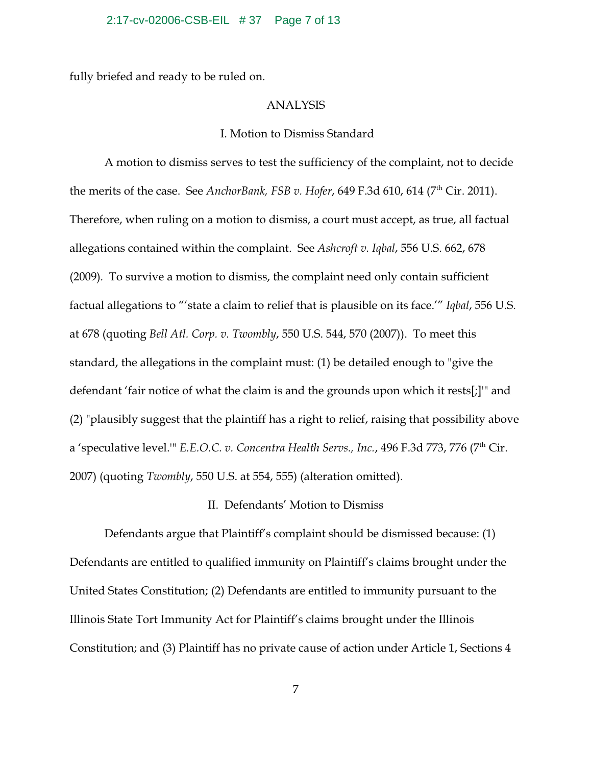fully briefed and ready to be ruled on.

ANALYSIS

I. Motion to Dismiss Standard

A motion to dismiss serves to test the sufficiency of the complaint, not to decide the merits of the case. See *AnchorBank, FSB v. Hofer*, 649 F.3d 610, 614 (7th Cir. 2011). Therefore, when ruling on a motion to dismiss, a court must accept, as true, all factual allegations contained within the complaint. See *Ashcroft v. Iqbal*, 556 U.S. 662, 678 (2009). To survive a motion to dismiss, the complaint need only contain sufficient factual allegations to "'state a claim to relief that is plausible on its face.'" *Iqbal*, 556 U.S. at 678 (quoting *Bell Atl. Corp. v. Twombly*, 550 U.S. 544, 570 (2007)). To meet this standard, the allegations in the complaint must: (1) be detailed enough to "give the defendant 'fair notice of what the claim is and the grounds upon which it rests[;]'" and (2) "plausibly suggest that the plaintiff has a right to relief, raising that possibility above a 'speculative level.'" *E.E.O.C. v. Concentra Health Servs., Inc.*, 496 F.3d 773, 776 (7th Cir. 2007) (quoting *Twombly*, 550 U.S. at 554, 555) (alteration omitted).

II. Defendants' Motion to Dismiss

Defendants argue that Plaintiff's complaint should be dismissed because: (1) Defendants are entitled to qualified immunity on Plaintiff's claims brought under the United States Constitution; (2) Defendants are entitled to immunity pursuant to the Illinois State Tort Immunity Act for Plaintiff's claims brought under the Illinois Constitution; and (3) Plaintiff has no private cause of action under Article 1, Sections 4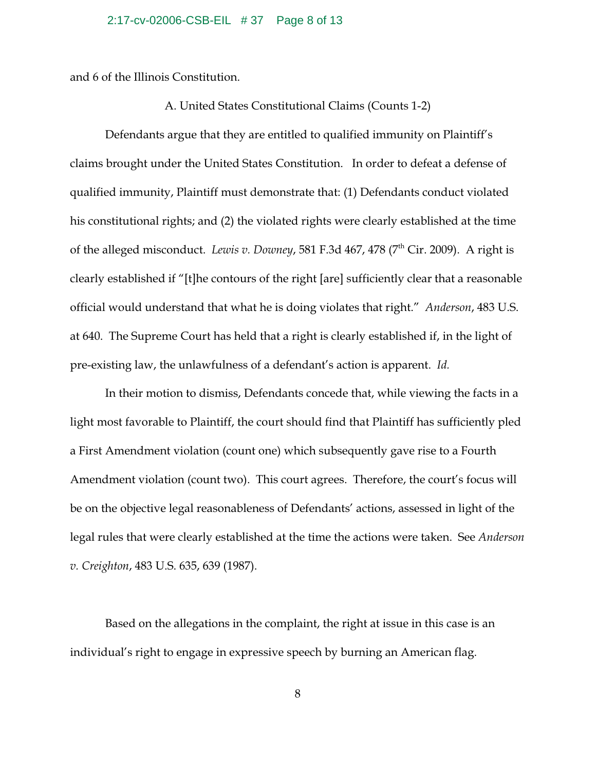and 6 of the Illinois Constitution.

A. United States Constitutional Claims (Counts 1-2)

Defendants argue that they are entitled to qualified immunity on Plaintiff's claims brought under the United States Constitution. In order to defeat a defense of qualified immunity, Plaintiff must demonstrate that: (1) Defendants conduct violated his constitutional rights; and (2) the violated rights were clearly established at the time of the alleged misconduct. *Lewis v. Downey*, 581 F.3d 467, 478 (7th Cir. 2009). A right is clearly established if "[t]he contours of the right [are] sufficiently clear that a reasonable official would understand that what he is doing violates that right." *Anderson*, 483 U.S. at 640. The Supreme Court has held that a right is clearly established if, in the light of pre-existing law, the unlawfulness of a defendant's action is apparent. *Id.*

In their motion to dismiss, Defendants concede that, while viewing the facts in a light most favorable to Plaintiff, the court should find that Plaintiff has sufficiently pled a First Amendment violation (count one) which subsequently gave rise to a Fourth Amendment violation (count two). This court agrees. Therefore, the court's focus will be on the objective legal reasonableness of Defendants' actions, assessed in light of the legal rules that were clearly established at the time the actions were taken. See *Anderson v. Creighton*, 483 U.S. 635, 639 (1987).

Based on the allegations in the complaint, the right at issue in this case is an individual's right to engage in expressive speech by burning an American flag.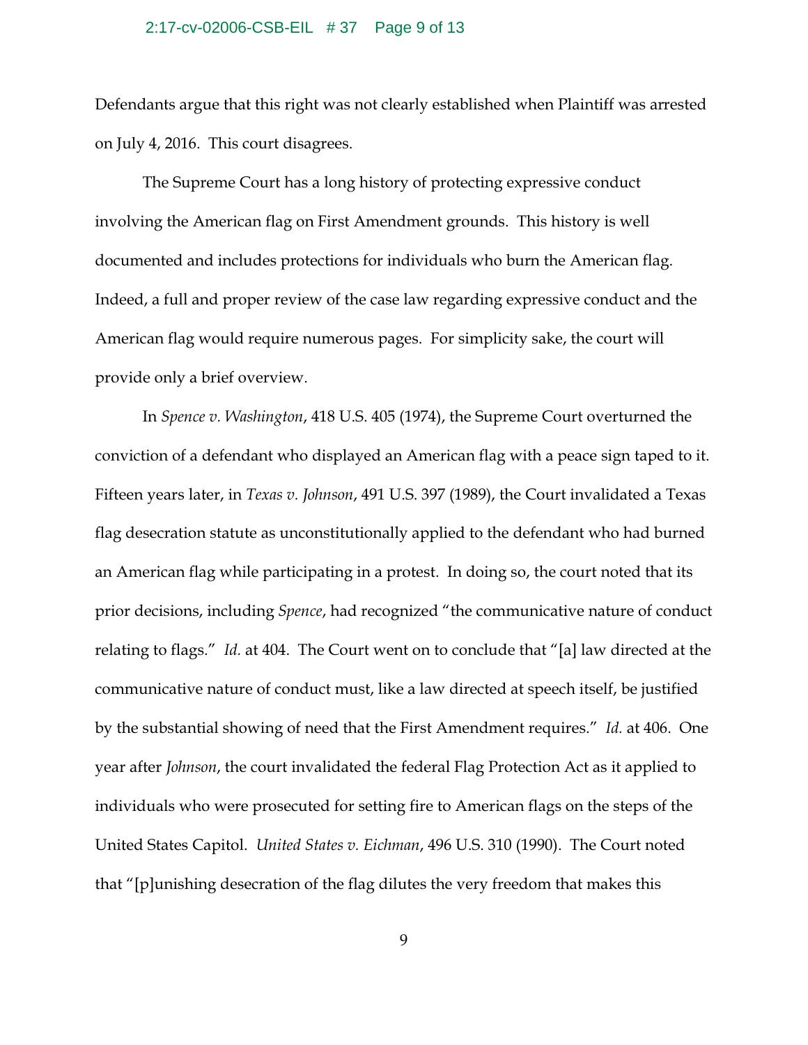Defendants argue that this right was not clearly established when Plaintiff was arrested on July 4, 2016. This court disagrees.

The Supreme Court has a long history of protecting expressive conduct involving the American flag on First Amendment grounds. This history is well documented and includes protections for individuals who burn the American flag. Indeed, a full and proper review of the case law regarding expressive conduct and the American flag would require numerous pages. For simplicity sake, the court will provide only a brief overview.

In *Spence v. Washington*, 418 U.S. 405 (1974), the Supreme Court overturned the conviction of a defendant who displayed an American flag with a peace sign taped to it. Fifteen years later, in *Texas v. Johnson*, 491 U.S. 397 (1989), the Court invalidated a Texas flag desecration statute as unconstitutionally applied to the defendant who had burned an American flag while participating in a protest. In doing so, the court noted that its prior decisions, including *Spence*, had recognized "the communicative nature of conduct relating to flags." *Id.* at 404. The Court went on to conclude that "[a] law directed at the communicative nature of conduct must, like a law directed at speech itself, be justified by the substantial showing of need that the First Amendment requires." *Id.* at 406. One year after *Johnson*, the court invalidated the federal Flag Protection Act as it applied to individuals who were prosecuted for setting fire to American flags on the steps of the United States Capitol. *United States v. Eichman*, 496 U.S. 310 (1990). The Court noted that "[p]unishing desecration of the flag dilutes the very freedom that makes this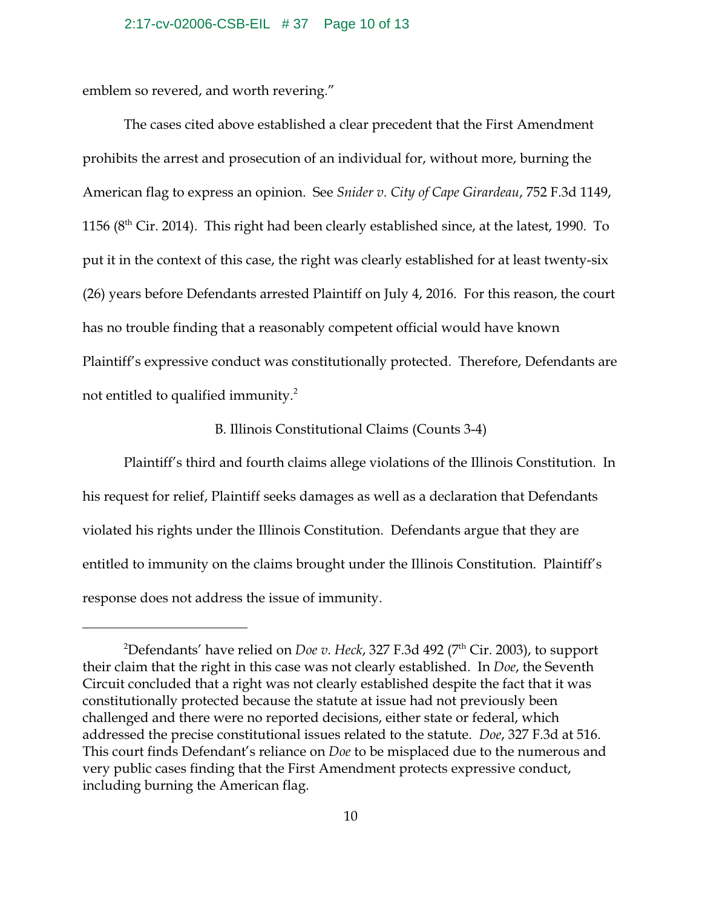emblem so revered, and worth revering."

The cases cited above established a clear precedent that the First Amendment prohibits the arrest and prosecution of an individual for, without more, burning the American flag to express an opinion. See *Snider v. City of Cape Girardeau*, 752 F.3d 1149, 1156 (8th Cir. 2014). This right had been clearly established since, at the latest, 1990. To put it in the context of this case, the right was clearly established for at least twenty-six (26) years before Defendants arrested Plaintiff on July 4, 2016. For this reason, the court has no trouble finding that a reasonably competent official would have known Plaintiff's expressive conduct was constitutionally protected. Therefore, Defendants are not entitled to qualified immunity.[2]

B. Illinois Constitutional Claims (Counts 3-4)

Plaintiff's third and fourth claims allege violations of the Illinois Constitution. In his request for relief, Plaintiff seeks damages as well as a declaration that Defendants violated his rights under the Illinois Constitution. Defendants argue that they are entitled to immunity on the claims brought under the Illinois Constitution. Plaintiff's response does not address the issue of immunity.

---

[2]Defendants' have relied on *Doe v. Heck*, 327 F.3d 492 (7th Cir. 2003), to support their claim that the right in this case was not clearly established. In *Doe*, the Seventh Circuit concluded that a right was not clearly established despite the fact that it was constitutionally protected because the statute at issue had not previously been challenged and there were no reported decisions, either state or federal, which addressed the precise constitutional issues related to the statute. *Doe*, 327 F.3d at 516. This court finds Defendant's reliance on *Doe* to be misplaced due to the numerous and very public cases finding that the First Amendment protects expressive conduct, including burning the American flag.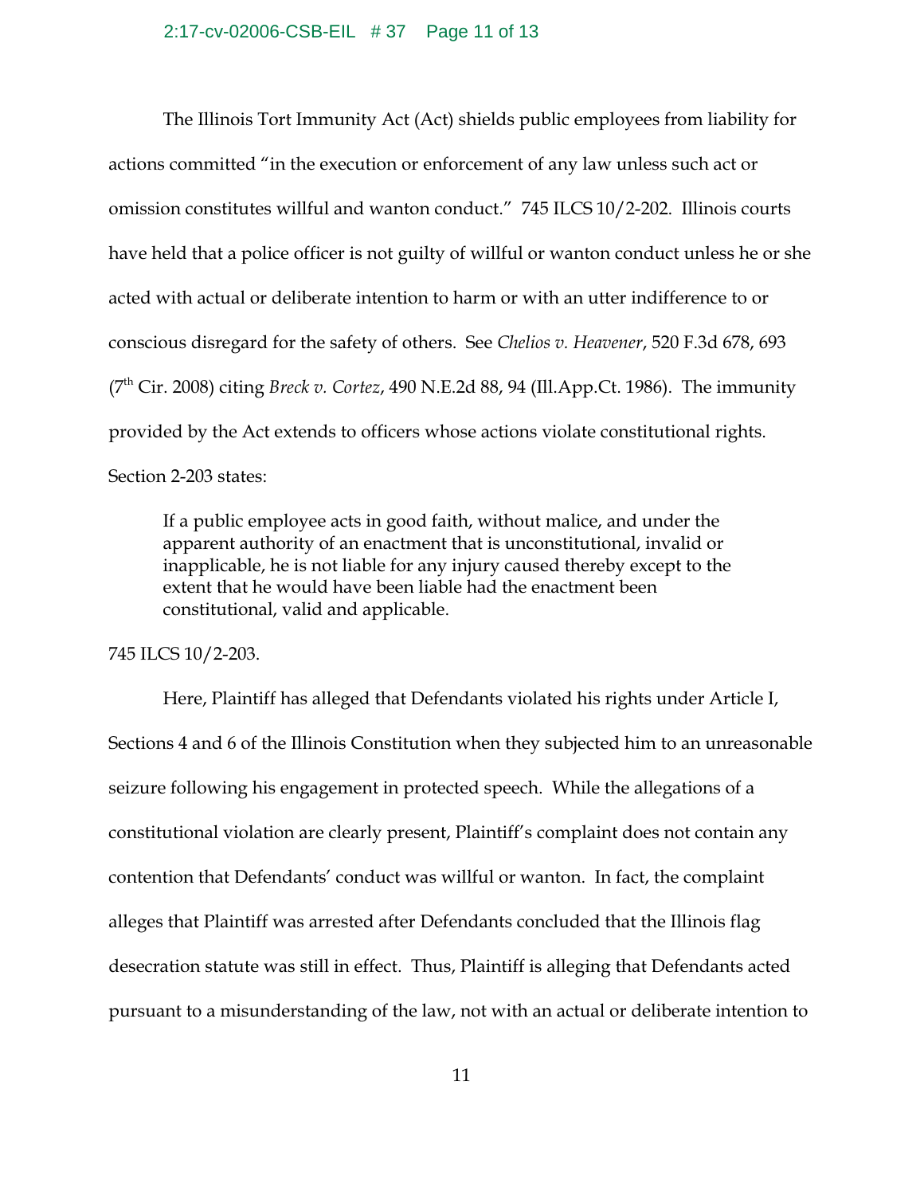The Illinois Tort Immunity Act (Act) shields public employees from liability for actions committed "in the execution or enforcement of any law unless such act or omission constitutes willful and wanton conduct." 745 ILCS 10/2-202. Illinois courts have held that a police officer is not guilty of willful or wanton conduct unless he or she acted with actual or deliberate intention to harm or with an utter indifference to or conscious disregard for the safety of others. See *Chelios v. Heavener*, 520 F.3d 678, 693 (7th Cir. 2008) citing *Breck v. Cortez*, 490 N.E.2d 88, 94 (Ill.App.Ct. 1986). The immunity provided by the Act extends to officers whose actions violate constitutional rights. Section 2-203 states:

> If a public employee acts in good faith, without malice, and under the apparent authority of an enactment that is unconstitutional, invalid or inapplicable, he is not liable for any injury caused thereby except to the extent that he would have been liable had the enactment been constitutional, valid and applicable.

745 ILCS 10/2-203.

Here, Plaintiff has alleged that Defendants violated his rights under Article I, Sections 4 and 6 of the Illinois Constitution when they subjected him to an unreasonable seizure following his engagement in protected speech. While the allegations of a constitutional violation are clearly present, Plaintiff's complaint does not contain any contention that Defendants' conduct was willful or wanton. In fact, the complaint alleges that Plaintiff was arrested after Defendants concluded that the Illinois flag desecration statute was still in effect. Thus, Plaintiff is alleging that Defendants acted pursuant to a misunderstanding of the law, not with an actual or deliberate intention to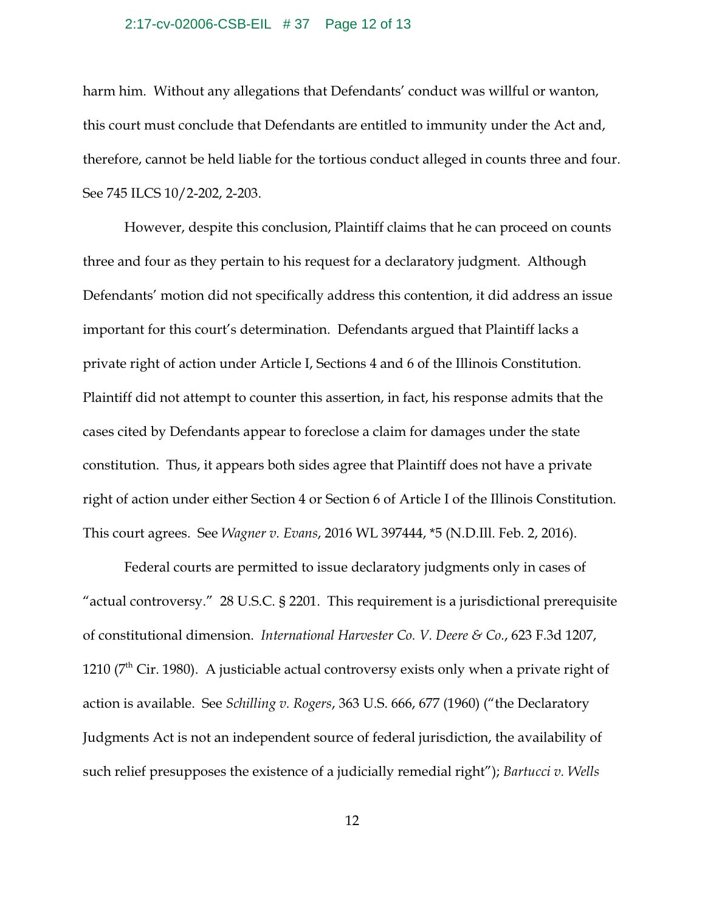harm him. Without any allegations that Defendants' conduct was willful or wanton, this court must conclude that Defendants are entitled to immunity under the Act and, therefore, cannot be held liable for the tortious conduct alleged in counts three and four. See 745 ILCS 10/2-202, 2-203.

However, despite this conclusion, Plaintiff claims that he can proceed on counts three and four as they pertain to his request for a declaratory judgment. Although Defendants' motion did not specifically address this contention, it did address an issue important for this court's determination. Defendants argued that Plaintiff lacks a private right of action under Article I, Sections 4 and 6 of the Illinois Constitution. Plaintiff did not attempt to counter this assertion, in fact, his response admits that the cases cited by Defendants appear to foreclose a claim for damages under the state constitution. Thus, it appears both sides agree that Plaintiff does not have a private right of action under either Section 4 or Section 6 of Article I of the Illinois Constitution. This court agrees. See *Wagner v. Evans*, 2016 WL 397444, *5 (N.D.Ill. Feb. 2, 2016).

Federal courts are permitted to issue declaratory judgments only in cases of "actual controversy." 28 U.S.C. § 2201. This requirement is a jurisdictional prerequisite of constitutional dimension. *International Harvester Co. V. Deere & Co.*, 623 F.3d 1207, 1210 (7th Cir. 1980). A justiciable actual controversy exists only when a private right of action is available. See *Schilling v. Rogers*, 363 U.S. 666, 677 (1960) ("the Declaratory Judgments Act is not an independent source of federal jurisdiction, the availability of such relief presupposes the existence of a judicially remedial right"); *Bartucci v. Wells*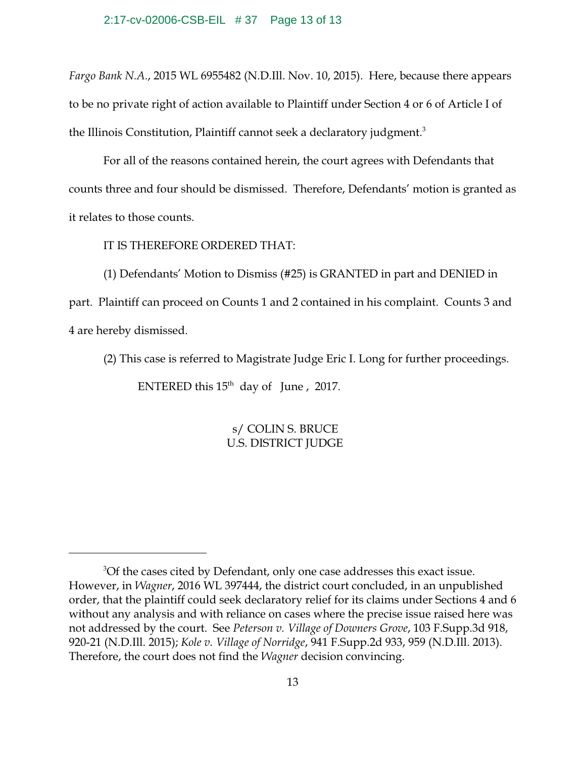*Fargo Bank N.A.*, 2015 WL 6955482 (N.D.Ill. Nov. 10, 2015). Here, because there appears to be no private right of action available to Plaintiff under Section 4 or 6 of Article I of the Illinois Constitution, Plaintiff cannot seek a declaratory judgment.[3]

For all of the reasons contained herein, the court agrees with Defendants that counts three and four should be dismissed. Therefore, Defendants' motion is granted as it relates to those counts.

IT IS THEREFORE ORDERED THAT:

(1) Defendants' Motion to Dismiss (#25) is GRANTED in part and DENIED in part. Plaintiff can proceed on Counts 1 and 2 contained in his complaint. Counts 3 and 4 are hereby dismissed.

(2) This case is referred to Magistrate Judge Eric I. Long for further proceedings.

ENTERED this 15th day of June, 2017.

s/ COLIN S. BRUCE
U.S. DISTRICT JUDGE

---

[3]Of the cases cited by Defendant, only one case addresses this exact issue. However, in *Wagner*, 2016 WL 397444, the district court concluded, in an unpublished order, that the plaintiff could seek declaratory relief for its claims under Sections 4 and 6 without any analysis and with reliance on cases where the precise issue raised here was not addressed by the court. See *Peterson v. Village of Downers Grove*, 103 F.Supp.3d 918, 920-21 (N.D.Ill. 2015); *Kole v. Village of Norridge*, 941 F.Supp.2d 933, 959 (N.D.Ill. 2013). Therefore, the court does not find the *Wagner* decision convincing.